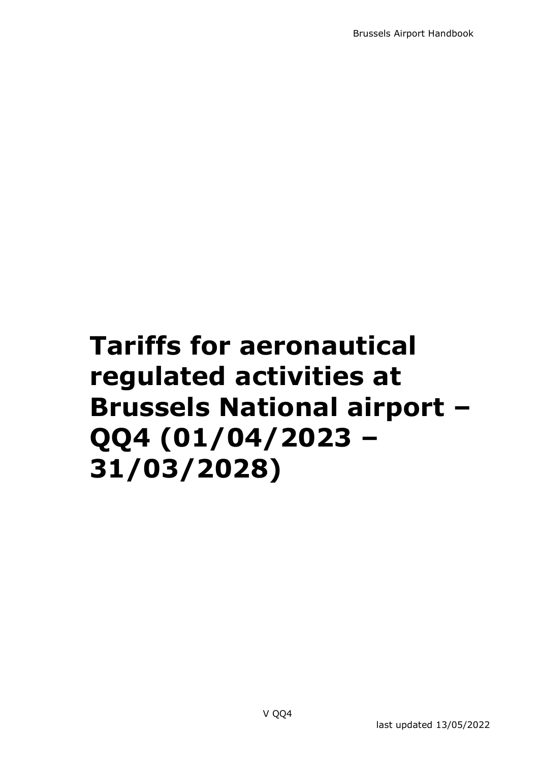# Tariffs for aeronautical regulated activities at Brussels National airport – QQ4 (01/04/2023 – 31/03/2028)

V QQ4

last updated 13/05/2022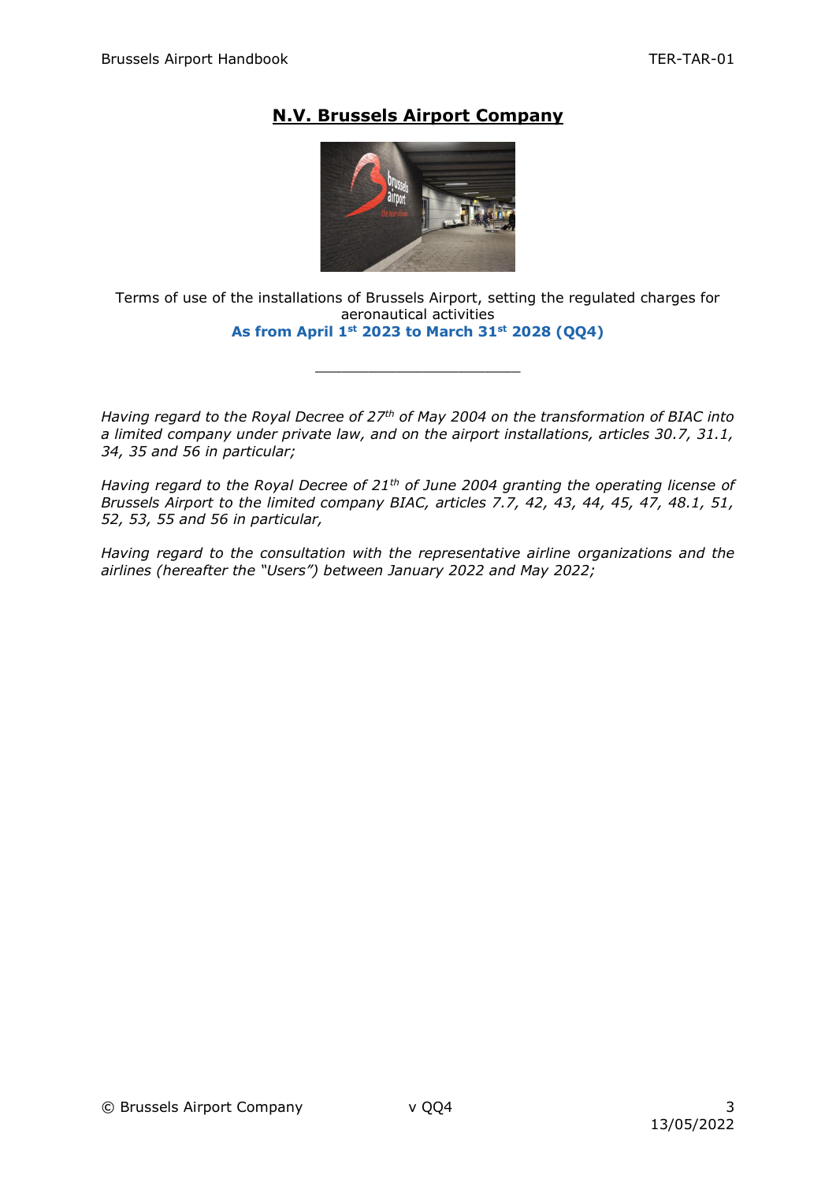# N.V. Brussels Airport Company

Terms of use of the installations of Brussels Airport, setting the regulated charges for aeronautical activities

**As from April 1st 2023 to March 31st 2028 (QQ4)**

______________________

*Having regard to the Royal Decree of 27th of May 2004 on the transformation of BIAC into a limited company under private law, and on the airport installations, articles 30.7, 31.1, 34, 35 and 56 in particular;*

*Having regard to the Royal Decree of 21th of June 2004 granting the operating license of Brussels Airport to the limited company BIAC, articles 7.7, 42, 43, 44, 45, 47, 48.1, 51, 52, 53, 55 and 56 in particular,*

*Having regard to the consultation with the representative airline organizations and the airlines (hereafter the "Users") between January 2022 and May 2022;*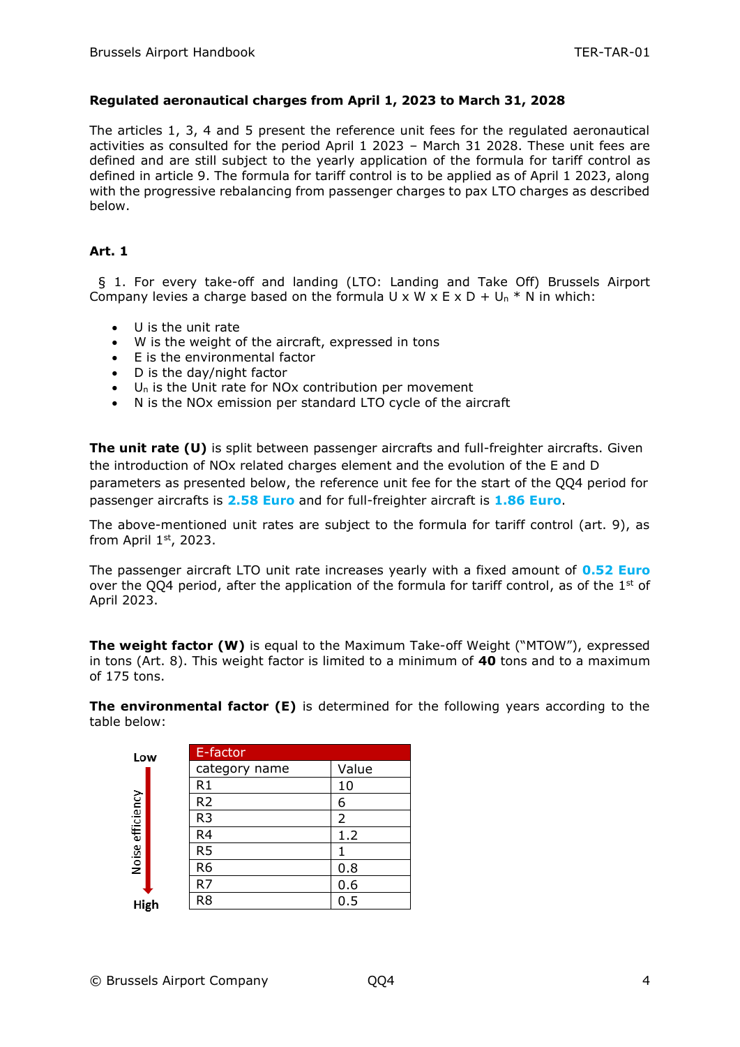**Regulated aeronautical charges from April 1, 2023 to March 31, 2028**

The articles 1, 3, 4 and 5 present the reference unit fees for the regulated aeronautical activities as consulted for the period April 1 2023 – March 31 2028. These unit fees are defined and are still subject to the yearly application of the formula for tariff control as defined in article 9. The formula for tariff control is to be applied as of April 1 2023, along with the progressive rebalancing from passenger charges to pax LTO charges as described below.

## Art. 1

§ 1. For every take-off and landing (LTO: Landing and Take Off) Brussels Airport Company levies a charge based on the formula $U \times W \times E \times D + U_n * N$ in which:

- U is the unit rate
- W is the weight of the aircraft, expressed in tons
- E is the environmental factor
- D is the day/night factor
- $U_n$ is the Unit rate for NOx contribution per movement
- N is the NOx emission per standard LTO cycle of the aircraft

**The unit rate (U)** is split between passenger aircrafts and full-freighter aircrafts. Given the introduction of NOx related charges element and the evolution of the E and D parameters as presented below, the reference unit fee for the start of the QQ4 period for passenger aircrafts is **2.58 Euro** and for full-freighter aircraft is **1.86 Euro**.

The above-mentioned unit rates are subject to the formula for tariff control (art. 9), as from April 1st, 2023.

The passenger aircraft LTO unit rate increases yearly with a fixed amount of **0.52 Euro** over the QQ4 period, after the application of the formula for tariff control, as of the 1st of April 2023.

**The weight factor (W)** is equal to the Maximum Take-off Weight ("MTOW"), expressed in tons (Art. 8). This weight factor is limited to a minimum of **40** tons and to a maximum of 175 tons.

**The environmental factor (E)** is determined for the following years according to the table below:

Noise efficiency: Low (R1) → High (R8)

| E-factor | |
|---|---|
| category name | Value |
| R1 | 10 |
| R2 | 6 |
| R3 | 2 |
| R4 | 1.2 |
| R5 | 1 |
| R6 | 0.8 |
| R7 | 0.6 |
| R8 | 0.5 |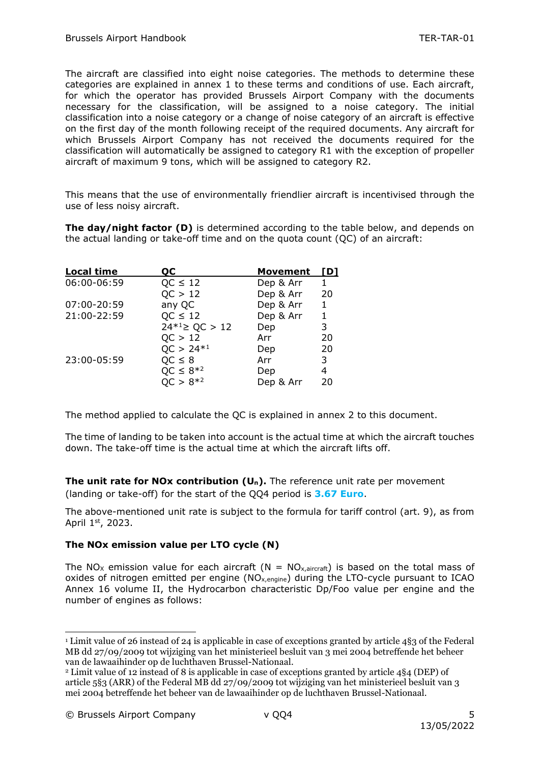The aircraft are classified into eight noise categories. The methods to determine these categories are explained in annex 1 to these terms and conditions of use. Each aircraft, for which the operator has provided Brussels Airport Company with the documents necessary for the classification, will be assigned to a noise category. The initial classification into a noise category or a change of noise category of an aircraft is effective on the first day of the month following receipt of the required documents. Any aircraft for which Brussels Airport Company has not received the documents required for the classification will automatically be assigned to category R1 with the exception of propeller aircraft of maximum 9 tons, which will be assigned to category R2.

This means that the use of environmentally friendlier aircraft is incentivised through the use of less noisy aircraft.

**The day/night factor (D)** is determined according to the table below, and depends on the actual landing or take-off time and on the quota count (QC) of an aircraft:

| Local time | QC | Movement | [D] |
|---|---|---|---|
| 06:00-06:59 | QC ≤ 12 | Dep & Arr | 1 |
| | QC > 12 | Dep & Arr | 20 |
| 07:00-20:59 | any QC | Dep & Arr | 1 |
| 21:00-22:59 | QC ≤ 12 | Dep & Arr | 1 |
| | 24*[1]≥ QC > 12 | Dep | 3 |
| | QC > 12 | Arr | 20 |
| | QC > 24*[1] | Dep | 20 |
| 23:00-05:59 | QC ≤ 8 | Arr | 3 |
| | QC ≤ 8*[2] | Dep | 4 |
| | QC > 8*[2] | Dep & Arr | 20 |

The method applied to calculate the QC is explained in annex 2 to this document.

The time of landing to be taken into account is the actual time at which the aircraft touches down. The take-off time is the actual time at which the aircraft lifts off.

**The unit rate for NOx contribution ($U_n$).** The reference unit rate per movement (landing or take-off) for the start of the QQ4 period is **3.67 Euro**.

The above-mentioned unit rate is subject to the formula for tariff control (art. 9), as from April 1st, 2023.

**The NOx emission value per LTO cycle (N)**

The $NO_X$ emission value for each aircraft ($N = NO_{x,aircraft}$) is based on the total mass of oxides of nitrogen emitted per engine ($NO_{x,engine}$) during the LTO-cycle pursuant to ICAO Annex 16 volume II, the Hydrocarbon characteristic Dp/Foo value per engine and the number of engines as follows:

---

[1] Limit value of 26 instead of 24 is applicable in case of exceptions granted by article 4§3 of the Federal MB dd 27/09/2009 tot wijziging van het ministerieel besluit van 3 mei 2004 betreffende het beheer van de lawaaihinder op de luchthaven Brussel-Nationaal.

[2] Limit value of 12 instead of 8 is applicable in case of exceptions granted by article 4§4 (DEP) of article 5§3 (ARR) of the Federal MB dd 27/09/2009 tot wijziging van het ministerieel besluit van 3 mei 2004 betreffende het beheer van de lawaaihinder op de luchthaven Brussel-Nationaal.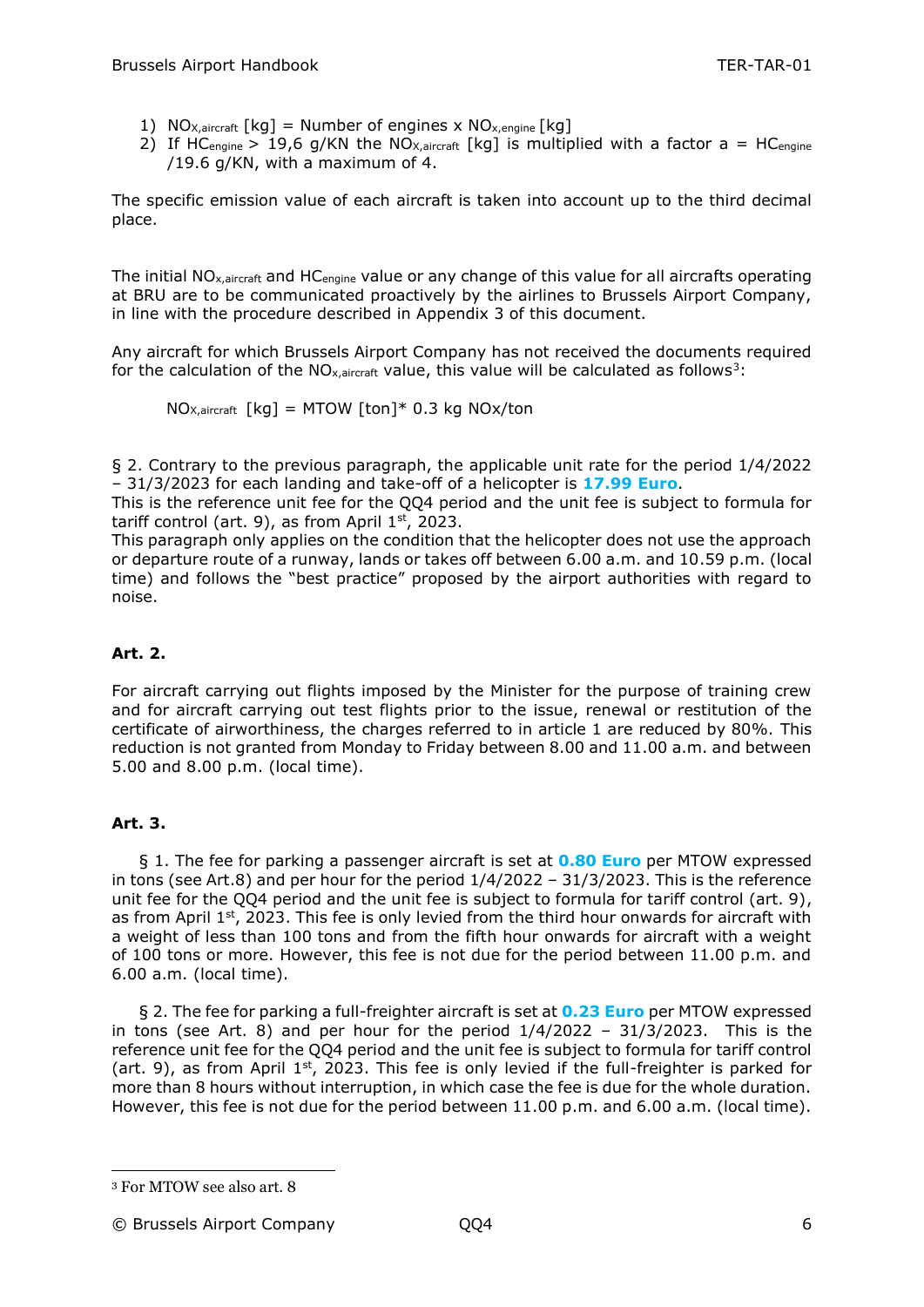1) $NO_{X,aircraft}$ [kg] = Number of engines x $NO_{x,engine}$ [kg]
2) If $HC_{engine}$ > 19,6 g/KN the $NO_{X,aircraft}$ [kg] is multiplied with a factor a = $HC_{engine}$ /19.6 g/KN, with a maximum of 4.

The specific emission value of each aircraft is taken into account up to the third decimal place.

The initial $NO_{x,aircraft}$ and $HC_{engine}$ value or any change of this value for all aircrafts operating at BRU are to be communicated proactively by the airlines to Brussels Airport Company, in line with the procedure described in Appendix 3 of this document.

Any aircraft for which Brussels Airport Company has not received the documents required for the calculation of the $NO_{x,aircraft}$ value, this value will be calculated as follows[3]:

$NO_{X,aircraft}$ [kg] = MTOW [ton]* 0.3 kg NOx/ton

§ 2. Contrary to the previous paragraph, the applicable unit rate for the period 1/4/2022 – 31/3/2023 for each landing and take-off of a helicopter is **17.99 Euro**.
This is the reference unit fee for the QQ4 period and the unit fee is subject to formula for tariff control (art. 9), as from April 1st, 2023.
This paragraph only applies on the condition that the helicopter does not use the approach or departure route of a runway, lands or takes off between 6.00 a.m. and 10.59 p.m. (local time) and follows the "best practice" proposed by the airport authorities with regard to noise.

**Art. 2.**

For aircraft carrying out flights imposed by the Minister for the purpose of training crew and for aircraft carrying out test flights prior to the issue, renewal or restitution of the certificate of airworthiness, the charges referred to in article 1 are reduced by 80%. This reduction is not granted from Monday to Friday between 8.00 and 11.00 a.m. and between 5.00 and 8.00 p.m. (local time).

**Art. 3.**

§ 1. The fee for parking a passenger aircraft is set at **0.80 Euro** per MTOW expressed in tons (see Art.8) and per hour for the period 1/4/2022 – 31/3/2023. This is the reference unit fee for the QQ4 period and the unit fee is subject to formula for tariff control (art. 9), as from April 1st, 2023. This fee is only levied from the third hour onwards for aircraft with a weight of less than 100 tons and from the fifth hour onwards for aircraft with a weight of 100 tons or more. However, this fee is not due for the period between 11.00 p.m. and 6.00 a.m. (local time).

§ 2. The fee for parking a full-freighter aircraft is set at **0.23 Euro** per MTOW expressed in tons (see Art. 8) and per hour for the period 1/4/2022 – 31/3/2023. This is the reference unit fee for the QQ4 period and the unit fee is subject to formula for tariff control (art. 9), as from April 1st, 2023. This fee is only levied if the full-freighter is parked for more than 8 hours without interruption, in which case the fee is due for the whole duration. However, this fee is not due for the period between 11.00 p.m. and 6.00 a.m. (local time).

[3] For MTOW see also art. 8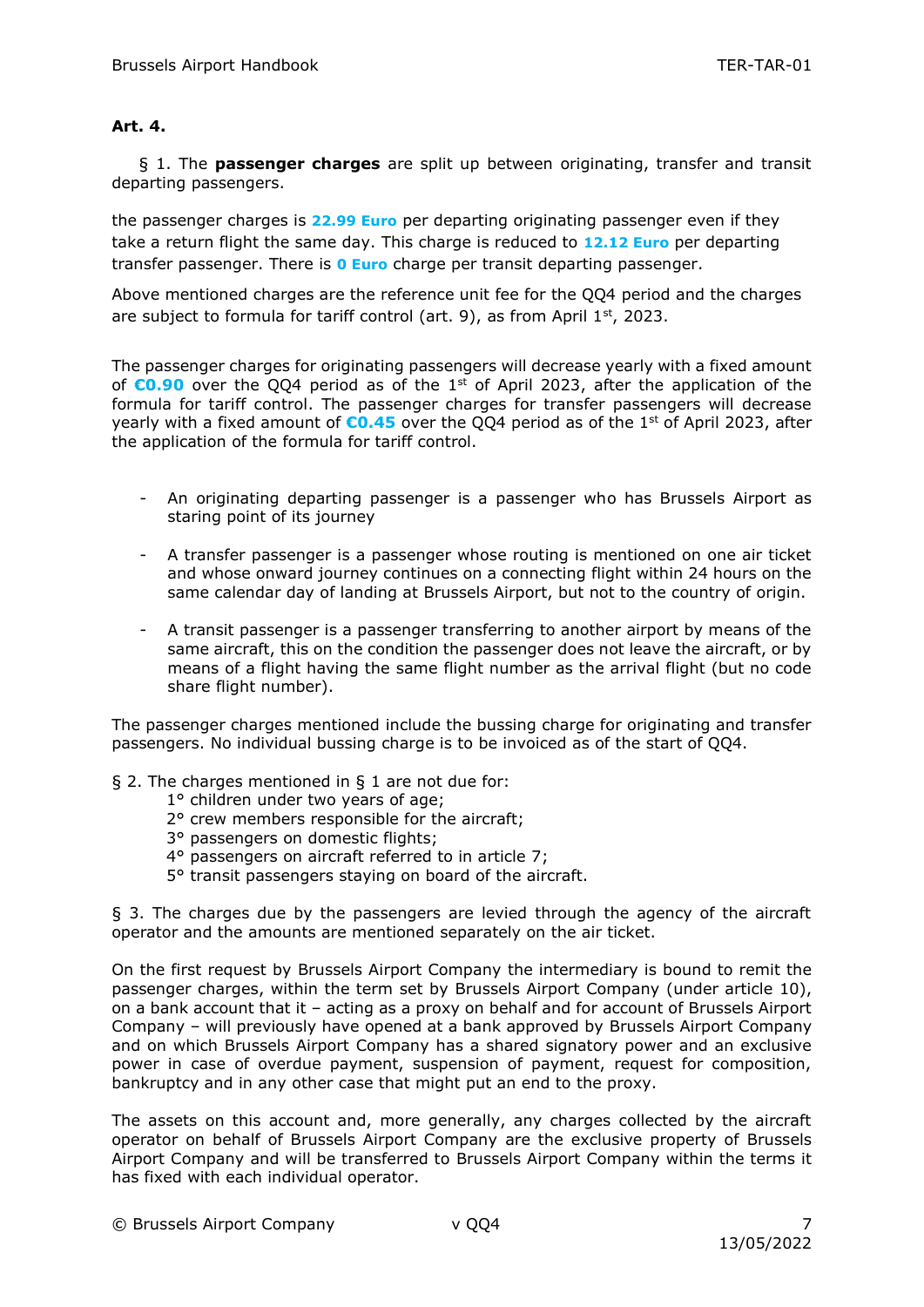**Art. 4.**

§ 1. The **passenger charges** are split up between originating, transfer and transit departing passengers.

the passenger charges is **22.99 Euro** per departing originating passenger even if they take a return flight the same day. This charge is reduced to **12.12 Euro** per departing transfer passenger. There is **0 Euro** charge per transit departing passenger.

Above mentioned charges are the reference unit fee for the QQ4 period and the charges are subject to formula for tariff control (art. 9), as from April 1st, 2023.

The passenger charges for originating passengers will decrease yearly with a fixed amount of **€0.90** over the QQ4 period as of the 1st of April 2023, after the application of the formula for tariff control. The passenger charges for transfer passengers will decrease yearly with a fixed amount of **€0.45** over the QQ4 period as of the 1st of April 2023, after the application of the formula for tariff control.

- An originating departing passenger is a passenger who has Brussels Airport as staring point of its journey
- A transfer passenger is a passenger whose routing is mentioned on one air ticket and whose onward journey continues on a connecting flight within 24 hours on the same calendar day of landing at Brussels Airport, but not to the country of origin.
- A transit passenger is a passenger transferring to another airport by means of the same aircraft, this on the condition the passenger does not leave the aircraft, or by means of a flight having the same flight number as the arrival flight (but no code share flight number).

The passenger charges mentioned include the bussing charge for originating and transfer passengers. No individual bussing charge is to be invoiced as of the start of QQ4.

§ 2. The charges mentioned in § 1 are not due for:

1° children under two years of age;
2° crew members responsible for the aircraft;
3° passengers on domestic flights;
4° passengers on aircraft referred to in article 7;
5° transit passengers staying on board of the aircraft.

§ 3. The charges due by the passengers are levied through the agency of the aircraft operator and the amounts are mentioned separately on the air ticket.

On the first request by Brussels Airport Company the intermediary is bound to remit the passenger charges, within the term set by Brussels Airport Company (under article 10), on a bank account that it – acting as a proxy on behalf and for account of Brussels Airport Company – will previously have opened at a bank approved by Brussels Airport Company and on which Brussels Airport Company has a shared signatory power and an exclusive power in case of overdue payment, suspension of payment, request for composition, bankruptcy and in any other case that might put an end to the proxy.

The assets on this account and, more generally, any charges collected by the aircraft operator on behalf of Brussels Airport Company are the exclusive property of Brussels Airport Company and will be transferred to Brussels Airport Company within the terms it has fixed with each individual operator.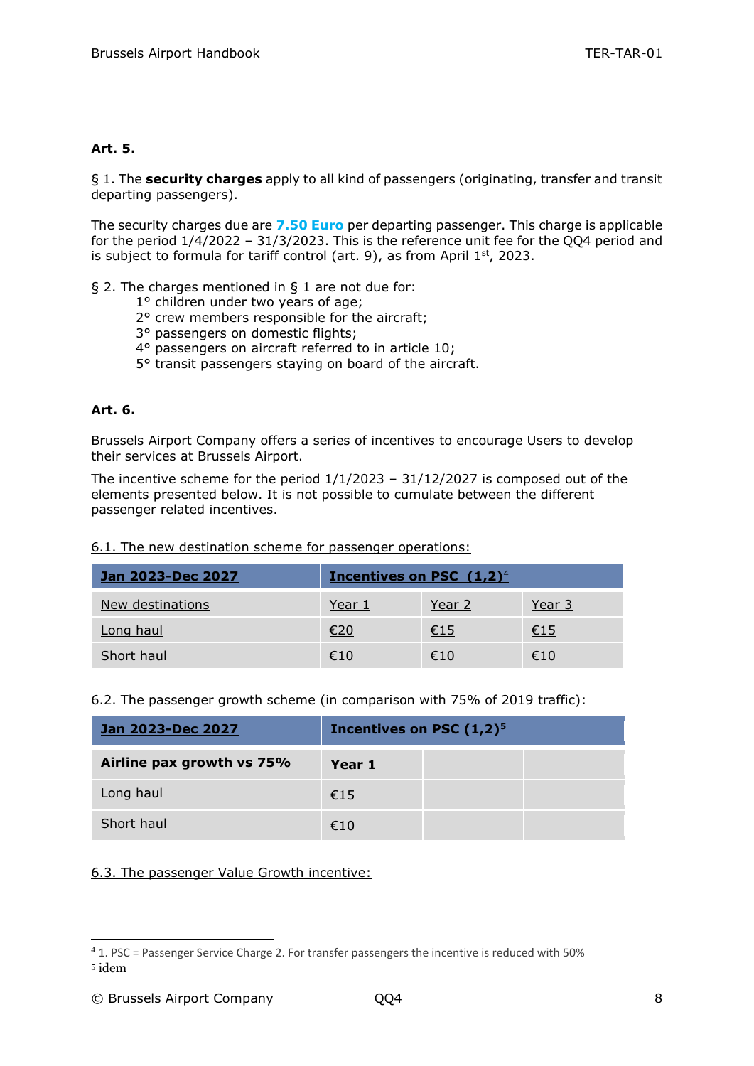**Art. 5.**

§ 1. The **security charges** apply to all kind of passengers (originating, transfer and transit departing passengers).

The security charges due are **7.50 Euro** per departing passenger. This charge is applicable for the period 1/4/2022 – 31/3/2023. This is the reference unit fee for the QQ4 period and is subject to formula for tariff control (art. 9), as from April 1st, 2023.

§ 2. The charges mentioned in § 1 are not due for:

1° children under two years of age;
2° crew members responsible for the aircraft;
3° passengers on domestic flights;
4° passengers on aircraft referred to in article 10;
5° transit passengers staying on board of the aircraft.

**Art. 6.**

Brussels Airport Company offers a series of incentives to encourage Users to develop their services at Brussels Airport.

The incentive scheme for the period 1/1/2023 – 31/12/2027 is composed out of the elements presented below. It is not possible to cumulate between the different passenger related incentives.

6.1. The new destination scheme for passenger operations:

| Jan 2023-Dec 2027 | Incentives on PSC (1,2)[4] | | |
|---|---|---|---|
| New destinations | Year 1 | Year 2 | Year 3 |
| Long haul | €20 | €15 | €15 |
| Short haul | €10 | €10 | €10 |

6.2. The passenger growth scheme (in comparison with 75% of 2019 traffic):

| Jan 2023-Dec 2027 | Incentives on PSC (1,2)[5] | | |
|---|---|---|---|
| **Airline pax growth vs 75%** | **Year 1** | | |
| Long haul | €15 | | |
| Short haul | €10 | | |

6.3. The passenger Value Growth incentive:

[4] 1. PSC = Passenger Service Charge 2. For transfer passengers the incentive is reduced with 50%

[5] idem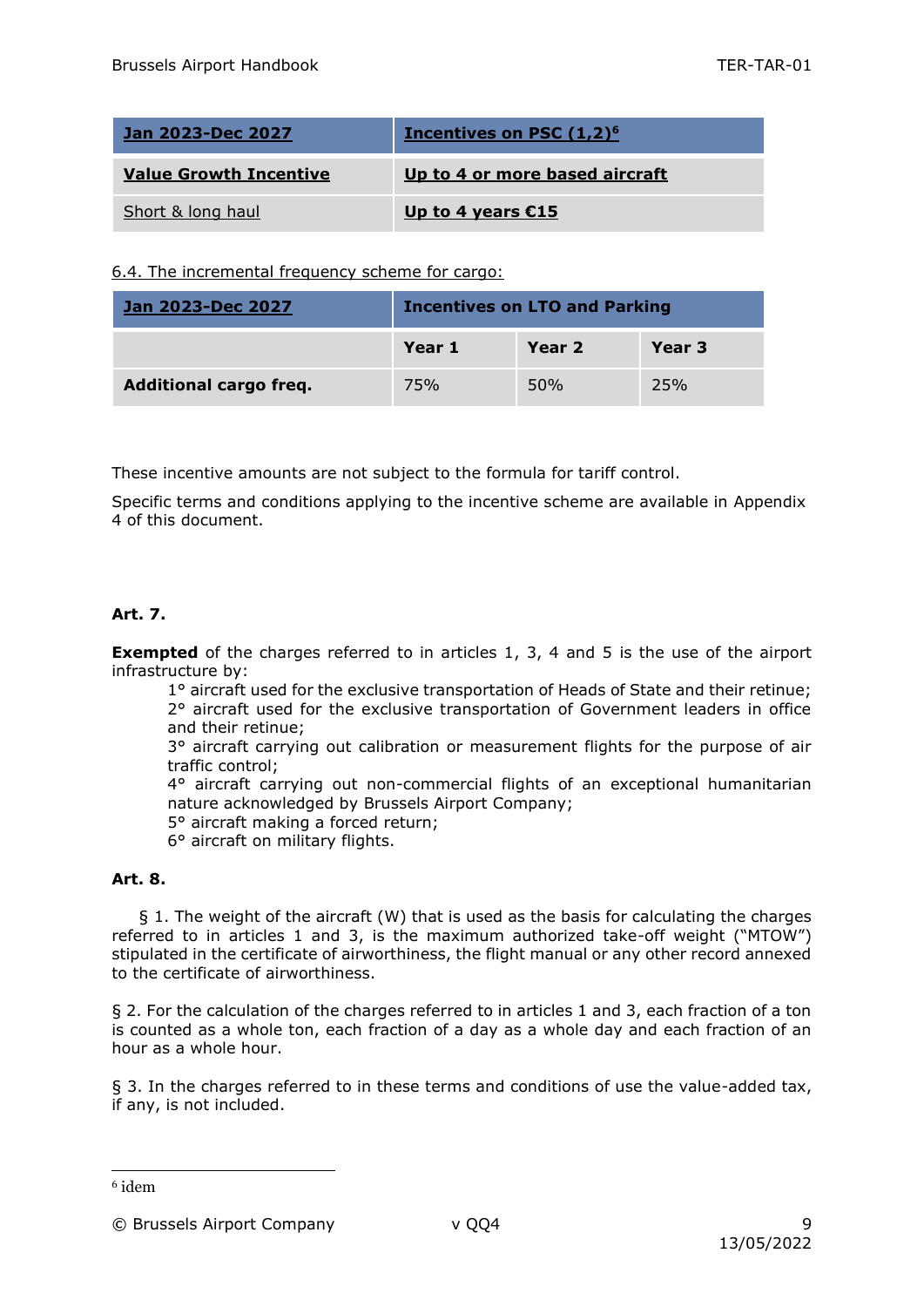| Jan 2023-Dec 2027 | Incentives on PSC (1,2)[6] |
| --- | --- |
| **Value Growth Incentive** | **Up to 4 or more based aircraft** |
| Short & long haul | **Up to 4 years €15** |

6.4. The incremental frequency scheme for cargo:

| Jan 2023-Dec 2027 | Incentives on LTO and Parking | | |
| --- | --- | --- | --- |
| | **Year 1** | **Year 2** | **Year 3** |
| **Additional cargo freq.** | 75% | 50% | 25% |

These incentive amounts are not subject to the formula for tariff control.

Specific terms and conditions applying to the incentive scheme are available in Appendix 4 of this document.

**Art. 7.**

**Exempted** of the charges referred to in articles 1, 3, 4 and 5 is the use of the airport infrastructure by:

1° aircraft used for the exclusive transportation of Heads of State and their retinue;
2° aircraft used for the exclusive transportation of Government leaders in office and their retinue;
3° aircraft carrying out calibration or measurement flights for the purpose of air traffic control;
4° aircraft carrying out non-commercial flights of an exceptional humanitarian nature acknowledged by Brussels Airport Company;
5° aircraft making a forced return;
6° aircraft on military flights.

**Art. 8.**

§ 1. The weight of the aircraft (W) that is used as the basis for calculating the charges referred to in articles 1 and 3, is the maximum authorized take-off weight ("MTOW") stipulated in the certificate of airworthiness, the flight manual or any other record annexed to the certificate of airworthiness.

§ 2. For the calculation of the charges referred to in articles 1 and 3, each fraction of a ton is counted as a whole ton, each fraction of a day as a whole day and each fraction of an hour as a whole hour.

§ 3. In the charges referred to in these terms and conditions of use the value-added tax, if any, is not included.

[6] idem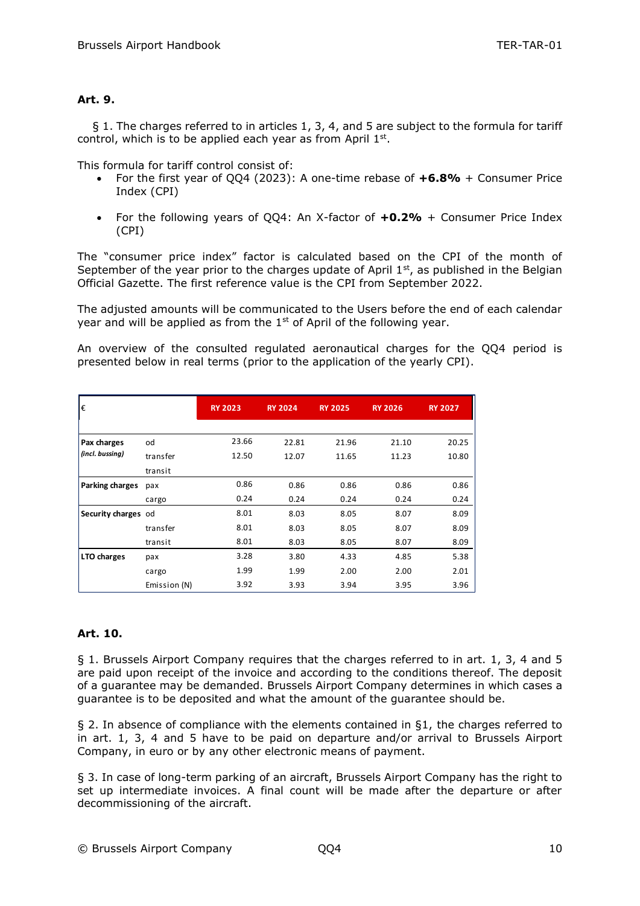**Art. 9.**

§ 1. The charges referred to in articles 1, 3, 4, and 5 are subject to the formula for tariff control, which is to be applied each year as from April 1st.

This formula for tariff control consist of:

- For the first year of QQ4 (2023): A one-time rebase of **+6.8%** + Consumer Price Index (CPI)
- For the following years of QQ4: An X-factor of **+0.2%** + Consumer Price Index (CPI)

The "consumer price index" factor is calculated based on the CPI of the month of September of the year prior to the charges update of April 1st, as published in the Belgian Official Gazette. The first reference value is the CPI from September 2022.

The adjusted amounts will be communicated to the Users before the end of each calendar year and will be applied as from the 1st of April of the following year.

An overview of the consulted regulated aeronautical charges for the QQ4 period is presented below in real terms (prior to the application of the yearly CPI).

| € | | RY 2023 | RY 2024 | RY 2025 | RY 2026 | RY 2027 |
|---|---|---|---|---|---|---|
| **Pax charges** *(incl. bussing)* | od | 23.66 | 22.81 | 21.96 | 21.10 | 20.25 |
| | transfer | 12.50 | 12.07 | 11.65 | 11.23 | 10.80 |
| | transit | | | | | |
| **Parking charges** | pax | 0.86 | 0.86 | 0.86 | 0.86 | 0.86 |
| | cargo | 0.24 | 0.24 | 0.24 | 0.24 | 0.24 |
| **Security charges** | od | 8.01 | 8.03 | 8.05 | 8.07 | 8.09 |
| | transfer | 8.01 | 8.03 | 8.05 | 8.07 | 8.09 |
| | transit | 8.01 | 8.03 | 8.05 | 8.07 | 8.09 |
| **LTO charges** | pax | 3.28 | 3.80 | 4.33 | 4.85 | 5.38 |
| | cargo | 1.99 | 1.99 | 2.00 | 2.00 | 2.01 |
| | Emission (N) | 3.92 | 3.93 | 3.94 | 3.95 | 3.96 |

**Art. 10.**

§ 1. Brussels Airport Company requires that the charges referred to in art. 1, 3, 4 and 5 are paid upon receipt of the invoice and according to the conditions thereof. The deposit of a guarantee may be demanded. Brussels Airport Company determines in which cases a guarantee is to be deposited and what the amount of the guarantee should be.

§ 2. In absence of compliance with the elements contained in §1, the charges referred to in art. 1, 3, 4 and 5 have to be paid on departure and/or arrival to Brussels Airport Company, in euro or by any other electronic means of payment.

§ 3. In case of long-term parking of an aircraft, Brussels Airport Company has the right to set up intermediate invoices. A final count will be made after the departure or after decommissioning of the aircraft.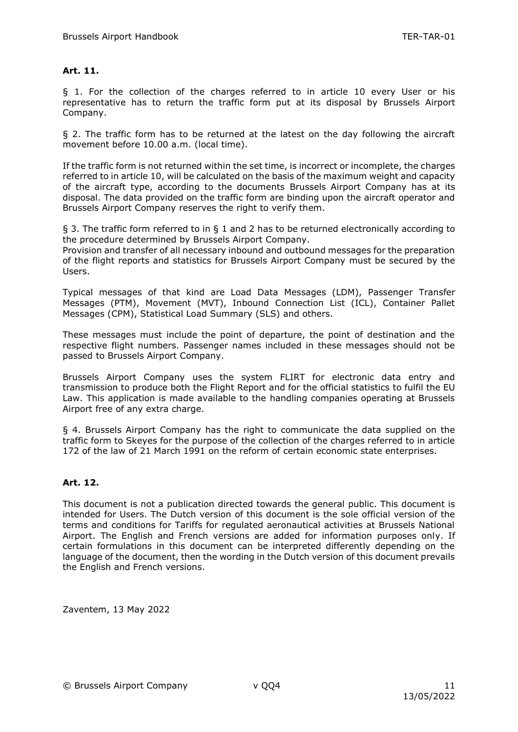**Art. 11.**

§ 1. For the collection of the charges referred to in article 10 every User or his representative has to return the traffic form put at its disposal by Brussels Airport Company.

§ 2. The traffic form has to be returned at the latest on the day following the aircraft movement before 10.00 a.m. (local time).

If the traffic form is not returned within the set time, is incorrect or incomplete, the charges referred to in article 10, will be calculated on the basis of the maximum weight and capacity of the aircraft type, according to the documents Brussels Airport Company has at its disposal. The data provided on the traffic form are binding upon the aircraft operator and Brussels Airport Company reserves the right to verify them.

§ 3. The traffic form referred to in § 1 and 2 has to be returned electronically according to the procedure determined by Brussels Airport Company.
Provision and transfer of all necessary inbound and outbound messages for the preparation of the flight reports and statistics for Brussels Airport Company must be secured by the Users.

Typical messages of that kind are Load Data Messages (LDM), Passenger Transfer Messages (PTM), Movement (MVT), Inbound Connection List (ICL), Container Pallet Messages (CPM), Statistical Load Summary (SLS) and others.

These messages must include the point of departure, the point of destination and the respective flight numbers. Passenger names included in these messages should not be passed to Brussels Airport Company.

Brussels Airport Company uses the system FLIRT for electronic data entry and transmission to produce both the Flight Report and for the official statistics to fulfil the EU Law. This application is made available to the handling companies operating at Brussels Airport free of any extra charge.

§ 4. Brussels Airport Company has the right to communicate the data supplied on the traffic form to Skeyes for the purpose of the collection of the charges referred to in article 172 of the law of 21 March 1991 on the reform of certain economic state enterprises.

**Art. 12.**

This document is not a publication directed towards the general public. This document is intended for Users. The Dutch version of this document is the sole official version of the terms and conditions for Tariffs for regulated aeronautical activities at Brussels National Airport. The English and French versions are added for information purposes only. If certain formulations in this document can be interpreted differently depending on the language of the document, then the wording in the Dutch version of this document prevails the English and French versions.

Zaventem, 13 May 2022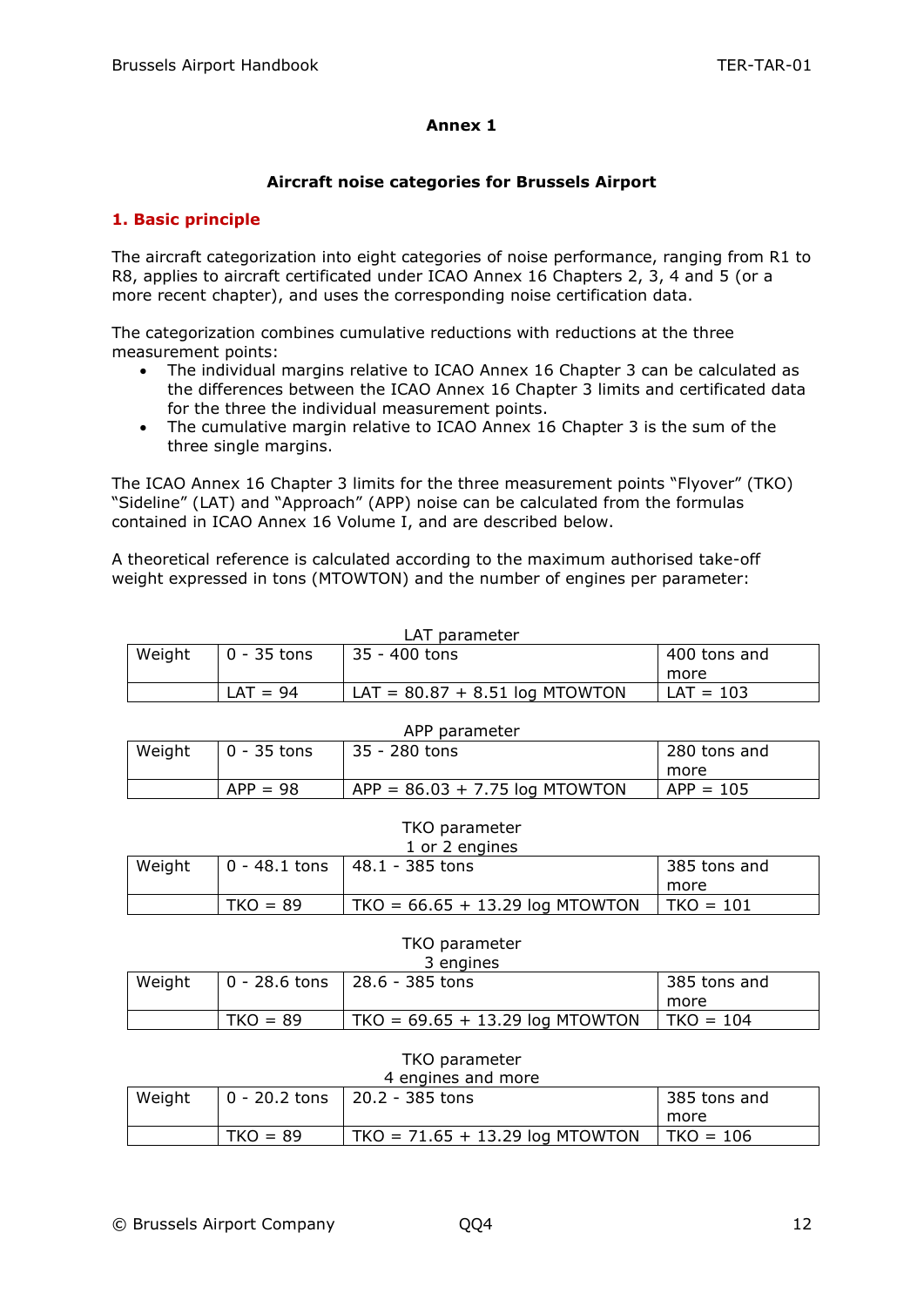## Annex 1

### Aircraft noise categories for Brussels Airport

### 1. Basic principle

The aircraft categorization into eight categories of noise performance, ranging from R1 to R8, applies to aircraft certificated under ICAO Annex 16 Chapters 2, 3, 4 and 5 (or a more recent chapter), and uses the corresponding noise certification data.

The categorization combines cumulative reductions with reductions at the three measurement points:

- The individual margins relative to ICAO Annex 16 Chapter 3 can be calculated as the differences between the ICAO Annex 16 Chapter 3 limits and certificated data for the three the individual measurement points.
- The cumulative margin relative to ICAO Annex 16 Chapter 3 is the sum of the three single margins.

The ICAO Annex 16 Chapter 3 limits for the three measurement points "Flyover" (TKO) "Sideline" (LAT) and "Approach" (APP) noise can be calculated from the formulas contained in ICAO Annex 16 Volume I, and are described below.

A theoretical reference is calculated according to the maximum authorised take-off weight expressed in tons (MTOWTON) and the number of engines per parameter:

LAT parameter

| Weight | 0 - 35 tons | 35 - 400 tons | 400 tons and more |
|---|---|---|---|
| | LAT = 94 | LAT = 80.87 + 8.51 log MTOWTON | LAT = 103 |

APP parameter

| Weight | 0 - 35 tons | 35 - 280 tons | 280 tons and more |
|---|---|---|---|
| | APP = 98 | APP = 86.03 + 7.75 log MTOWTON | APP = 105 |

TKO parameter
1 or 2 engines

| Weight | 0 - 48.1 tons | 48.1 - 385 tons | 385 tons and more |
|---|---|---|---|
| | TKO = 89 | TKO = 66.65 + 13.29 log MTOWTON | TKO = 101 |

TKO parameter
3 engines

| Weight | 0 - 28.6 tons | 28.6 - 385 tons | 385 tons and more |
|---|---|---|---|
| | TKO = 89 | TKO = 69.65 + 13.29 log MTOWTON | TKO = 104 |

TKO parameter
4 engines and more

| Weight | 0 - 20.2 tons | 20.2 - 385 tons | 385 tons and more |
|---|---|---|---|
| | TKO = 89 | TKO = 71.65 + 13.29 log MTOWTON | TKO = 106 |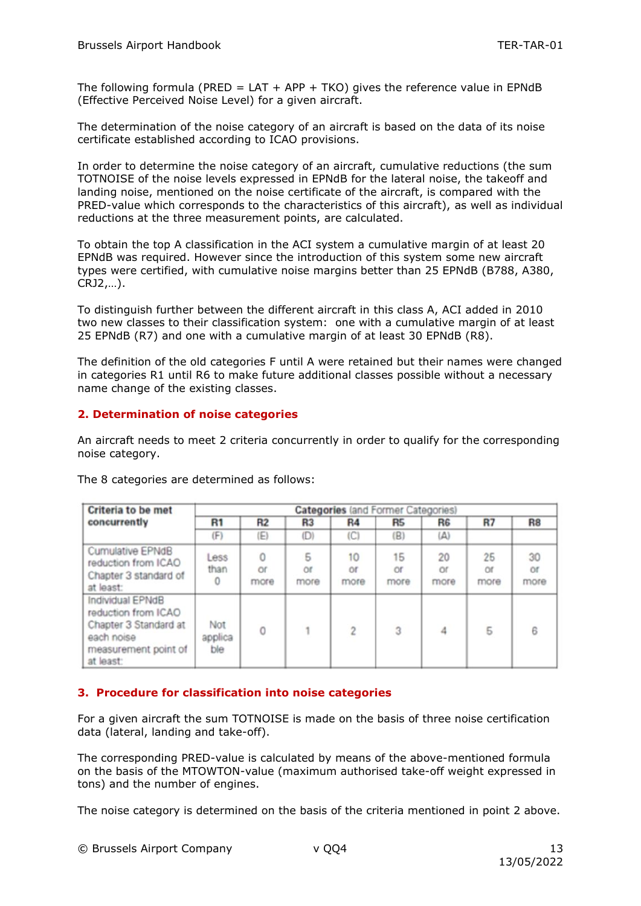The following formula (PRED = LAT + APP + TKO) gives the reference value in EPNdB (Effective Perceived Noise Level) for a given aircraft.

The determination of the noise category of an aircraft is based on the data of its noise certificate established according to ICAO provisions.

In order to determine the noise category of an aircraft, cumulative reductions (the sum TOTNOISE of the noise levels expressed in EPNdB for the lateral noise, the takeoff and landing noise, mentioned on the noise certificate of the aircraft, is compared with the PRED-value which corresponds to the characteristics of this aircraft), as well as individual reductions at the three measurement points, are calculated.

To obtain the top A classification in the ACI system a cumulative margin of at least 20 EPNdB was required. However since the introduction of this system some new aircraft types were certified, with cumulative noise margins better than 25 EPNdB (B788, A380, CRJ2,…).

To distinguish further between the different aircraft in this class A, ACI added in 2010 two new classes to their classification system: one with a cumulative margin of at least 25 EPNdB (R7) and one with a cumulative margin of at least 30 EPNdB (R8).

The definition of the old categories F until A were retained but their names were changed in categories R1 until R6 to make future additional classes possible without a necessary name change of the existing classes.

## 2. Determination of noise categories

An aircraft needs to meet 2 criteria concurrently in order to qualify for the corresponding noise category.

The 8 categories are determined as follows:

| **Criteria to be met concurrently** | **Categories** (and Former Categories) | | | | | | | |
|---|---|---|---|---|---|---|---|---|
| | **R1** | **R2** | **R3** | **R4** | **R5** | **R6** | **R7** | **R8** |
| | (F) | (E) | (D) | (C) | (B) | (A) | | |
| Cumulative EPNdB reduction from ICAO Chapter 3 standard of at least: | Less than 0 | 0 or more | 5 or more | 10 or more | 15 or more | 20 or more | 25 or more | 30 or more |
| Individual EPNdB reduction from ICAO Chapter 3 Standard at each noise measurement point of at least: | Not applicable | 0 | 1 | 2 | 3 | 4 | 5 | 6 |

## 3. Procedure for classification into noise categories

For a given aircraft the sum TOTNOISE is made on the basis of three noise certification data (lateral, landing and take-off).

The corresponding PRED-value is calculated by means of the above-mentioned formula on the basis of the MTOWTON-value (maximum authorised take-off weight expressed in tons) and the number of engines.

The noise category is determined on the basis of the criteria mentioned in point 2 above.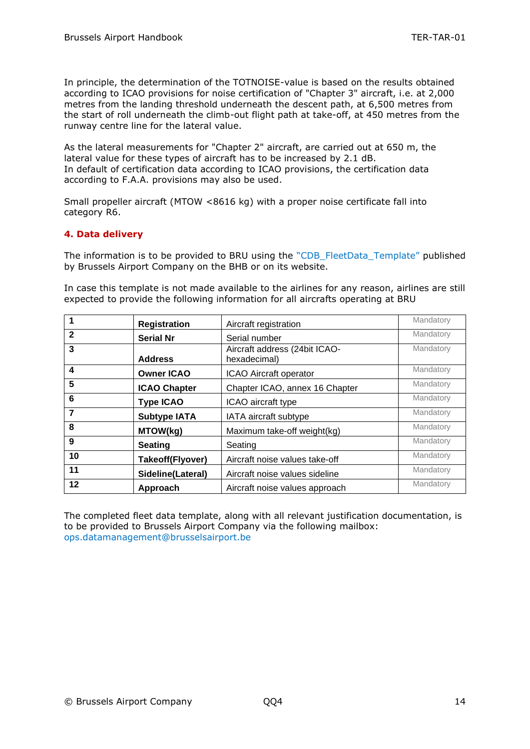In principle, the determination of the TOTNOISE-value is based on the results obtained according to ICAO provisions for noise certification of "Chapter 3" aircraft, i.e. at 2,000 metres from the landing threshold underneath the descent path, at 6,500 metres from the start of roll underneath the climb-out flight path at take-off, at 450 metres from the runway centre line for the lateral value.

As the lateral measurements for "Chapter 2" aircraft, are carried out at 650 m, the lateral value for these types of aircraft has to be increased by 2.1 dB.
In default of certification data according to ICAO provisions, the certification data according to F.A.A. provisions may also be used.

Small propeller aircraft (MTOW <8616 kg) with a proper noise certificate fall into category R6.

## 4. Data delivery

The information is to be provided to BRU using the "CDB_FleetData_Template" published by Brussels Airport Company on the BHB or on its website.

In case this template is not made available to the airlines for any reason, airlines are still expected to provide the following information for all aircrafts operating at BRU

| | | | |
|---|---|---|---|
| **1** | **Registration** | Aircraft registration | Mandatory |
| **2** | **Serial Nr** | Serial number | Mandatory |
| **3** | **Address** | Aircraft address (24bit ICAO-hexadecimal) | Mandatory |
| **4** | **Owner ICAO** | ICAO Aircraft operator | Mandatory |
| **5** | **ICAO Chapter** | Chapter ICAO, annex 16 Chapter | Mandatory |
| **6** | **Type ICAO** | ICAO aircraft type | Mandatory |
| **7** | **Subtype IATA** | IATA aircraft subtype | Mandatory |
| **8** | **MTOW(kg)** | Maximum take-off weight(kg) | Mandatory |
| **9** | **Seating** | Seating | Mandatory |
| **10** | **Takeoff(Flyover)** | Aircraft noise values take-off | Mandatory |
| **11** | **Sideline(Lateral)** | Aircraft noise values sideline | Mandatory |
| **12** | **Approach** | Aircraft noise values approach | Mandatory |

The completed fleet data template, along with all relevant justification documentation, is to be provided to Brussels Airport Company via the following mailbox: ops.datamanagement@brusselsairport.be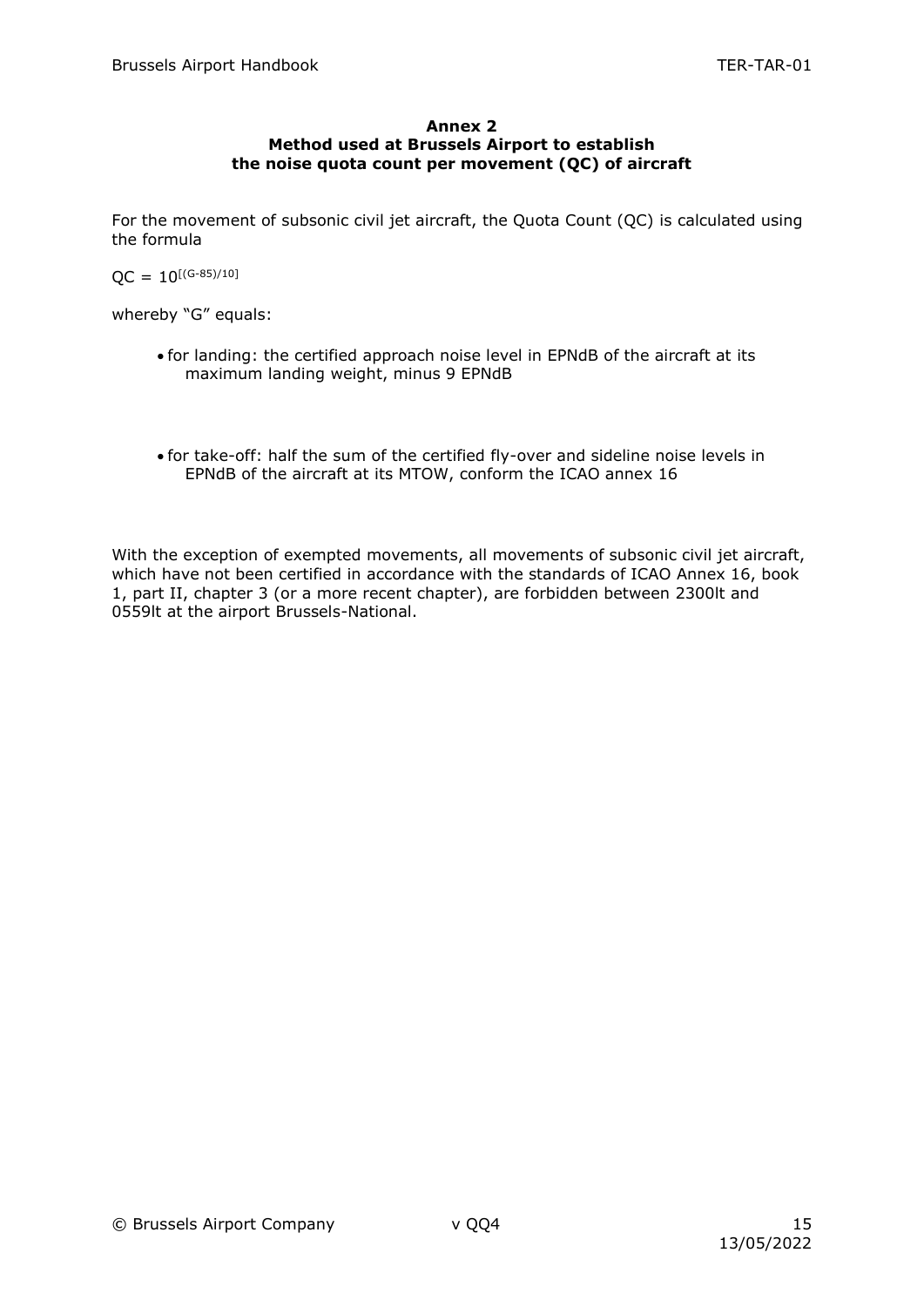**Annex 2**
**Method used at Brussels Airport to establish the noise quota count per movement (QC) of aircraft**

For the movement of subsonic civil jet aircraft, the Quota Count (QC) is calculated using the formula

$QC = 10^{[(G-85)/10]}$

whereby "G" equals:

- for landing: the certified approach noise level in EPNdB of the aircraft at its maximum landing weight, minus 9 EPNdB
- for take-off: half the sum of the certified fly-over and sideline noise levels in EPNdB of the aircraft at its MTOW, conform the ICAO annex 16

With the exception of exempted movements, all movements of subsonic civil jet aircraft, which have not been certified in accordance with the standards of ICAO Annex 16, book 1, part II, chapter 3 (or a more recent chapter), are forbidden between 2300lt and 0559lt at the airport Brussels-National.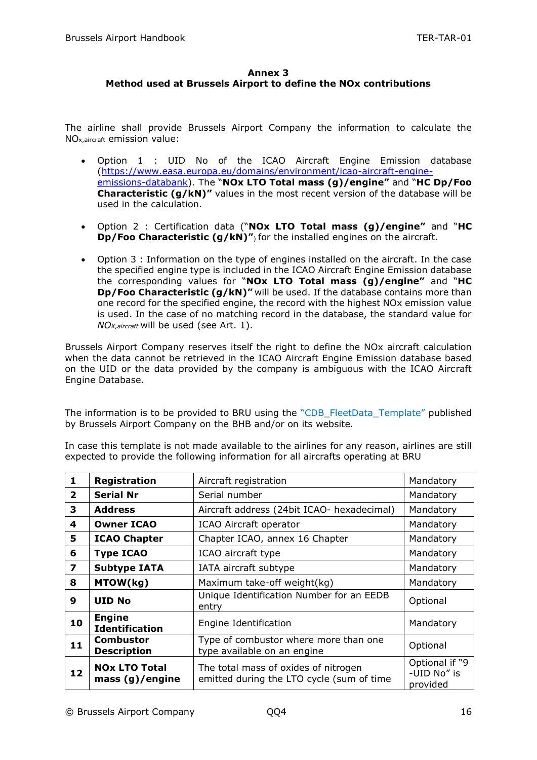## Annex 3
## Method used at Brussels Airport to define the NOx contributions

The airline shall provide Brussels Airport Company the information to calculate the $NO_{x,aircraft}$ emission value:

- Option 1 : UID No of the ICAO Aircraft Engine Emission database (https://www.easa.europa.eu/domains/environment/icao-aircraft-engine-emissions-databank). The "**NOx LTO Total mass (g)/engine"** and "**HC Dp/Foo Characteristic (g/kN)"** values in the most recent version of the database will be used in the calculation.

- Option 2 : Certification data ("**NOx LTO Total mass (g)/engine"** and "**HC Dp/Foo Characteristic (g/kN)"**) for the installed engines on the aircraft.

- Option 3 : Information on the type of engines installed on the aircraft. In the case the specified engine type is included in the ICAO Aircraft Engine Emission database the corresponding values for "**NOx LTO Total mass (g)/engine"** and "**HC Dp/Foo Characteristic (g/kN)"** will be used. If the database contains more than one record for the specified engine, the record with the highest NOx emission value is used. In the case of no matching record in the database, the standard value for $NO_{X,aircraft}$ will be used (see Art. 1).

Brussels Airport Company reserves itself the right to define the NOx aircraft calculation when the data cannot be retrieved in the ICAO Aircraft Engine Emission database based on the UID or the data provided by the company is ambiguous with the ICAO Aircraft Engine Database.

The information is to be provided to BRU using the "CDB_FleetData_Template" published by Brussels Airport Company on the BHB and/or on its website.

In case this template is not made available to the airlines for any reason, airlines are still expected to provide the following information for all aircrafts operating at BRU

| | | | |
|---|---|---|---|
| **1** | **Registration** | Aircraft registration | Mandatory |
| **2** | **Serial Nr** | Serial number | Mandatory |
| **3** | **Address** | Aircraft address (24bit ICAO- hexadecimal) | Mandatory |
| **4** | **Owner ICAO** | ICAO Aircraft operator | Mandatory |
| **5** | **ICAO Chapter** | Chapter ICAO, annex 16 Chapter | Mandatory |
| **6** | **Type ICAO** | ICAO aircraft type | Mandatory |
| **7** | **Subtype IATA** | IATA aircraft subtype | Mandatory |
| **8** | **MTOW(kg)** | Maximum take-off weight(kg) | Mandatory |
| **9** | **UID No** | Unique Identification Number for an EEDB entry | Optional |
| **10** | **Engine Identification** | Engine Identification | Mandatory |
| **11** | **Combustor Description** | Type of combustor where more than one type available on an engine | Optional |
| **12** | **NOx LTO Total mass (g)/engine** | The total mass of oxides of nitrogen emitted during the LTO cycle (sum of time | Optional if "9 -UID No" is provided |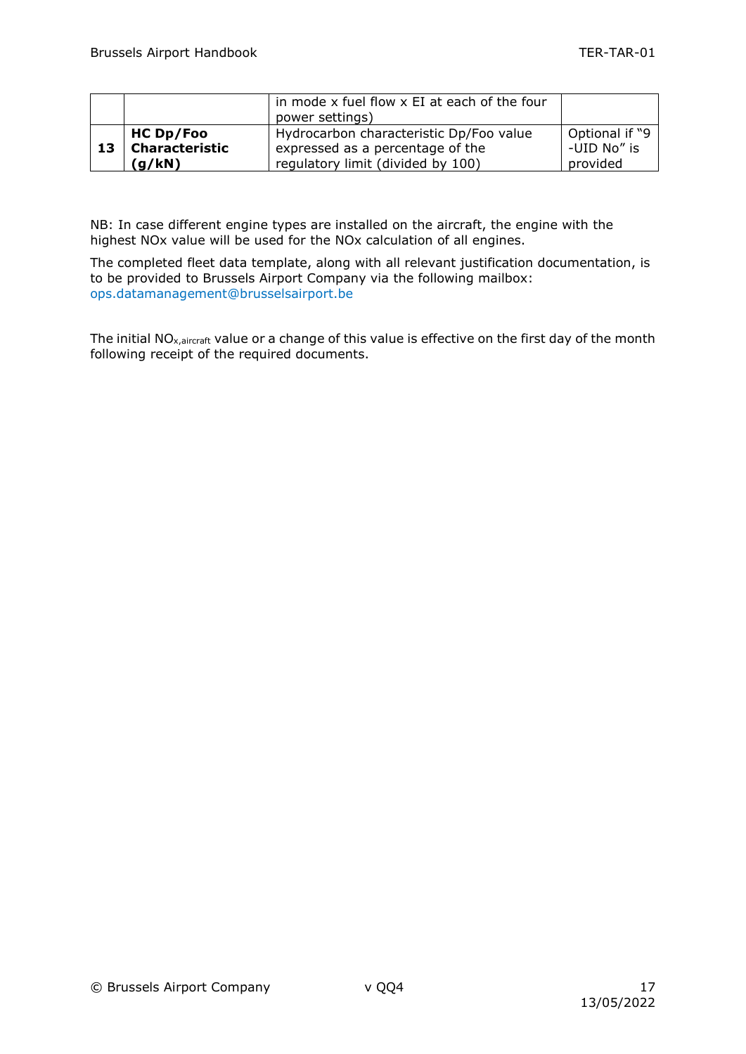|  |  |  |  |
|---|---|---|---|
|  |  | in mode x fuel flow x EI at each of the four power settings) |  |
| **13** | **HC Dp/Foo Characteristic (g/kN)** | Hydrocarbon characteristic Dp/Foo value expressed as a percentage of the regulatory limit (divided by 100) | Optional if "9 -UID No" is provided |

NB: In case different engine types are installed on the aircraft, the engine with the highest NOx value will be used for the NOx calculation of all engines.

The completed fleet data template, along with all relevant justification documentation, is to be provided to Brussels Airport Company via the following mailbox: ops.datamanagement@brusselsairport.be

The initial $NO_{x,aircraft}$ value or a change of this value is effective on the first day of the month following receipt of the required documents.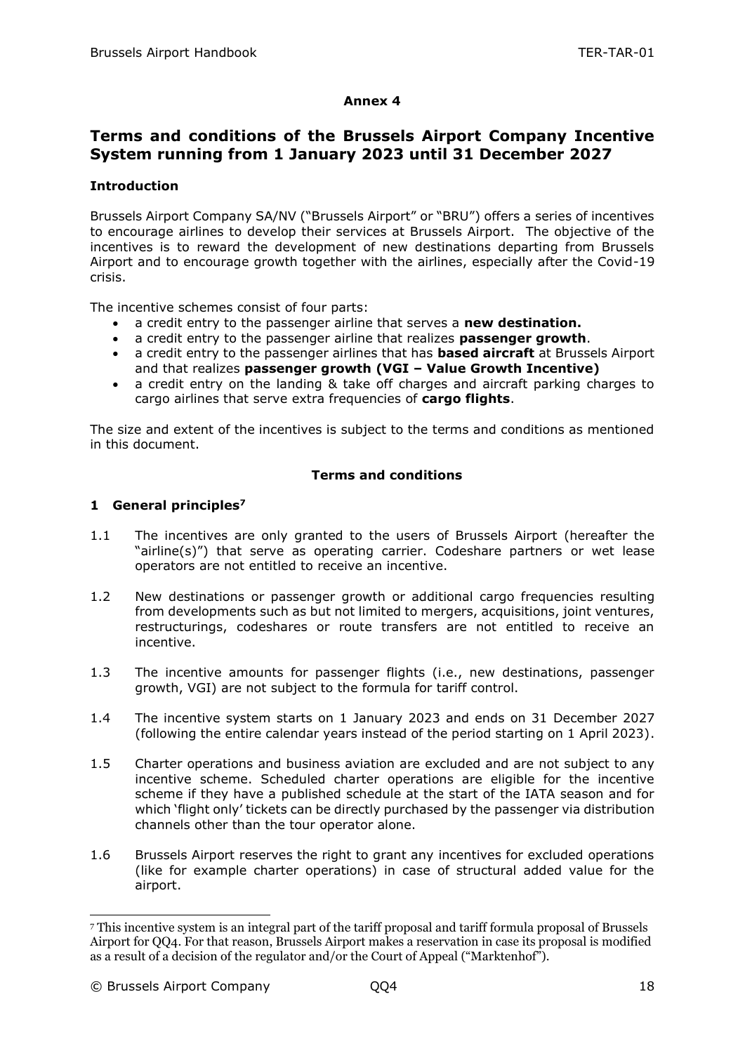**Annex 4**

# Terms and conditions of the Brussels Airport Company Incentive System running from 1 January 2023 until 31 December 2027

### Introduction

Brussels Airport Company SA/NV ("Brussels Airport" or "BRU") offers a series of incentives to encourage airlines to develop their services at Brussels Airport. The objective of the incentives is to reward the development of new destinations departing from Brussels Airport and to encourage growth together with the airlines, especially after the Covid-19 crisis.

The incentive schemes consist of four parts:

- a credit entry to the passenger airline that serves a **new destination.**
- a credit entry to the passenger airline that realizes **passenger growth**.
- a credit entry to the passenger airlines that has **based aircraft** at Brussels Airport and that realizes **passenger growth (VGI – Value Growth Incentive)**
- a credit entry on the landing & take off charges and aircraft parking charges to cargo airlines that serve extra frequencies of **cargo flights**.

The size and extent of the incentives is subject to the terms and conditions as mentioned in this document.

**Terms and conditions**

## 1 General principles[7]

1.1 The incentives are only granted to the users of Brussels Airport (hereafter the "airline(s)") that serve as operating carrier. Codeshare partners or wet lease operators are not entitled to receive an incentive.

1.2 New destinations or passenger growth or additional cargo frequencies resulting from developments such as but not limited to mergers, acquisitions, joint ventures, restructurings, codeshares or route transfers are not entitled to receive an incentive.

1.3 The incentive amounts for passenger flights (i.e., new destinations, passenger growth, VGI) are not subject to the formula for tariff control.

1.4 The incentive system starts on 1 January 2023 and ends on 31 December 2027 (following the entire calendar years instead of the period starting on 1 April 2023).

1.5 Charter operations and business aviation are excluded and are not subject to any incentive scheme. Scheduled charter operations are eligible for the incentive scheme if they have a published schedule at the start of the IATA season and for which 'flight only' tickets can be directly purchased by the passenger via distribution channels other than the tour operator alone.

1.6 Brussels Airport reserves the right to grant any incentives for excluded operations (like for example charter operations) in case of structural added value for the airport.

---

[7] This incentive system is an integral part of the tariff proposal and tariff formula proposal of Brussels Airport for QQ4. For that reason, Brussels Airport makes a reservation in case its proposal is modified as a result of a decision of the regulator and/or the Court of Appeal ("Marktenhof").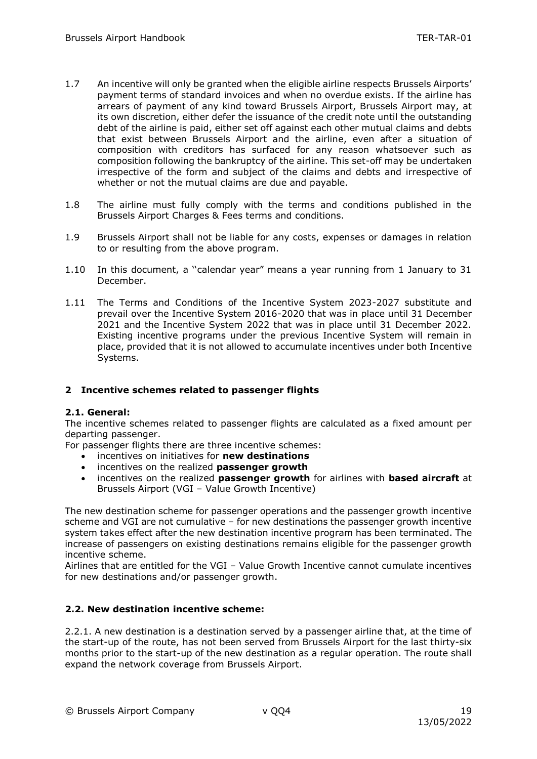1.7 An incentive will only be granted when the eligible airline respects Brussels Airports' payment terms of standard invoices and when no overdue exists. If the airline has arrears of payment of any kind toward Brussels Airport, Brussels Airport may, at its own discretion, either defer the issuance of the credit note until the outstanding debt of the airline is paid, either set off against each other mutual claims and debts that exist between Brussels Airport and the airline, even after a situation of composition with creditors has surfaced for any reason whatsoever such as composition following the bankruptcy of the airline. This set-off may be undertaken irrespective of the form and subject of the claims and debts and irrespective of whether or not the mutual claims are due and payable.

1.8 The airline must fully comply with the terms and conditions published in the Brussels Airport Charges & Fees terms and conditions.

1.9 Brussels Airport shall not be liable for any costs, expenses or damages in relation to or resulting from the above program.

1.10 In this document, a "calendar year" means a year running from 1 January to 31 December.

1.11 The Terms and Conditions of the Incentive System 2023-2027 substitute and prevail over the Incentive System 2016-2020 that was in place until 31 December 2021 and the Incentive System 2022 that was in place until 31 December 2022. Existing incentive programs under the previous Incentive System will remain in place, provided that it is not allowed to accumulate incentives under both Incentive Systems.

## 2 Incentive schemes related to passenger flights

### 2.1. General:

The incentive schemes related to passenger flights are calculated as a fixed amount per departing passenger.

For passenger flights there are three incentive schemes:

- incentives on initiatives for **new destinations**
- incentives on the realized **passenger growth**
- incentives on the realized **passenger growth** for airlines with **based aircraft** at Brussels Airport (VGI – Value Growth Incentive)

The new destination scheme for passenger operations and the passenger growth incentive scheme and VGI are not cumulative – for new destinations the passenger growth incentive system takes effect after the new destination incentive program has been terminated. The increase of passengers on existing destinations remains eligible for the passenger growth incentive scheme.

Airlines that are entitled for the VGI – Value Growth Incentive cannot cumulate incentives for new destinations and/or passenger growth.

### 2.2. New destination incentive scheme:

2.2.1. A new destination is a destination served by a passenger airline that, at the time of the start-up of the route, has not been served from Brussels Airport for the last thirty-six months prior to the start-up of the new destination as a regular operation. The route shall expand the network coverage from Brussels Airport.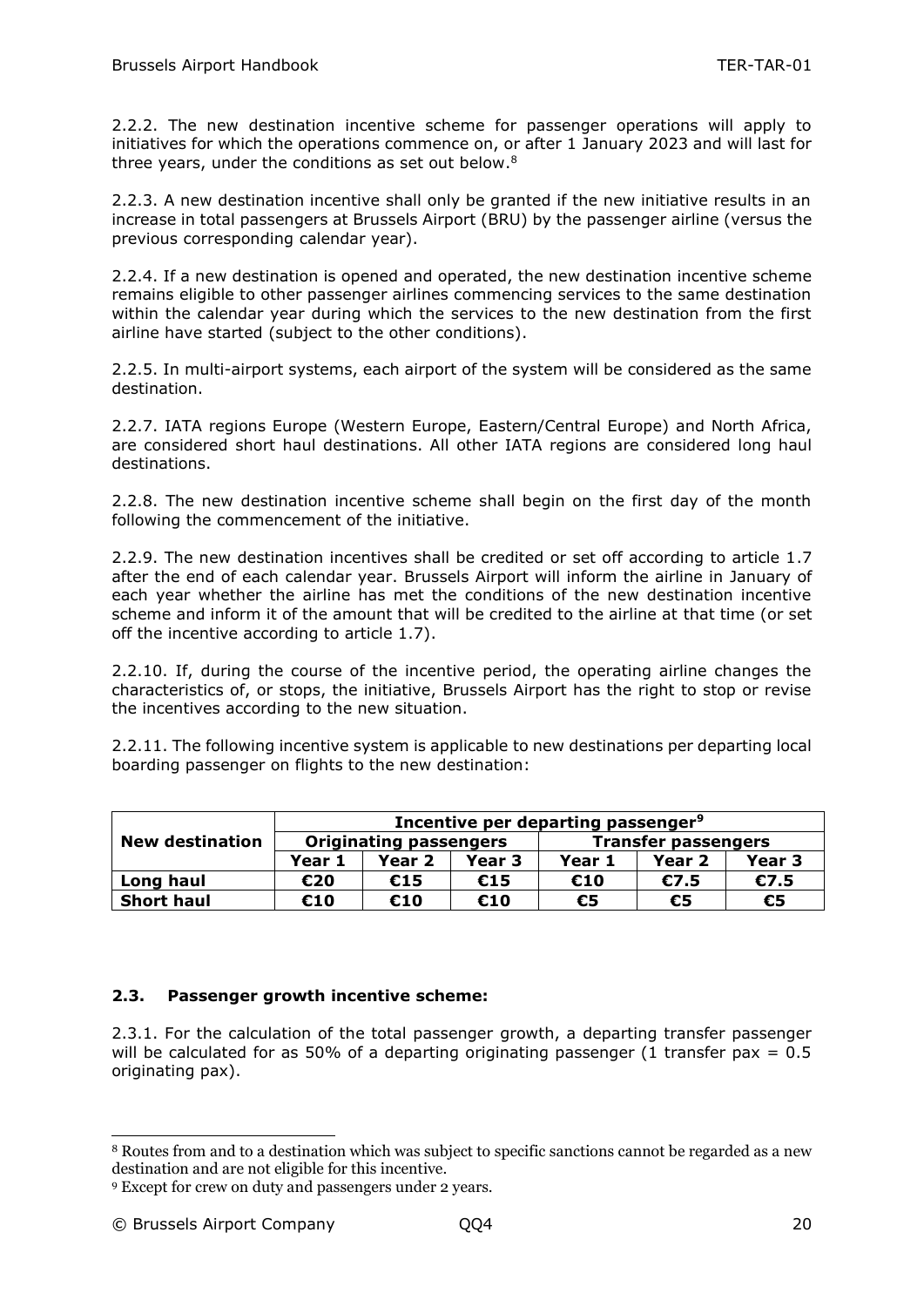2.2.2. The new destination incentive scheme for passenger operations will apply to initiatives for which the operations commence on, or after 1 January 2023 and will last for three years, under the conditions as set out below.[8]

2.2.3. A new destination incentive shall only be granted if the new initiative results in an increase in total passengers at Brussels Airport (BRU) by the passenger airline (versus the previous corresponding calendar year).

2.2.4. If a new destination is opened and operated, the new destination incentive scheme remains eligible to other passenger airlines commencing services to the same destination within the calendar year during which the services to the new destination from the first airline have started (subject to the other conditions).

2.2.5. In multi-airport systems, each airport of the system will be considered as the same destination.

2.2.7. IATA regions Europe (Western Europe, Eastern/Central Europe) and North Africa, are considered short haul destinations. All other IATA regions are considered long haul destinations.

2.2.8. The new destination incentive scheme shall begin on the first day of the month following the commencement of the initiative.

2.2.9. The new destination incentives shall be credited or set off according to article 1.7 after the end of each calendar year. Brussels Airport will inform the airline in January of each year whether the airline has met the conditions of the new destination incentive scheme and inform it of the amount that will be credited to the airline at that time (or set off the incentive according to article 1.7).

2.2.10. If, during the course of the incentive period, the operating airline changes the characteristics of, or stops, the initiative, Brussels Airport has the right to stop or revise the incentives according to the new situation.

2.2.11. The following incentive system is applicable to new destinations per departing local boarding passenger on flights to the new destination:

| **New destination** | **Incentive per departing passenger[9]** | | | | | |
|---|---|---|---|---|---|---|
| | **Originating passengers** | | | **Transfer passengers** | | |
| | **Year 1** | **Year 2** | **Year 3** | **Year 1** | **Year 2** | **Year 3** |
| **Long haul** | **€20** | **€15** | **€15** | **€10** | **€7.5** | **€7.5** |
| **Short haul** | **€10** | **€10** | **€10** | **€5** | **€5** | **€5** |

### 2.3. Passenger growth incentive scheme:

2.3.1. For the calculation of the total passenger growth, a departing transfer passenger will be calculated for as 50% of a departing originating passenger (1 transfer pax = 0.5 originating pax).

---

[8] Routes from and to a destination which was subject to specific sanctions cannot be regarded as a new destination and are not eligible for this incentive.

[9] Except for crew on duty and passengers under 2 years.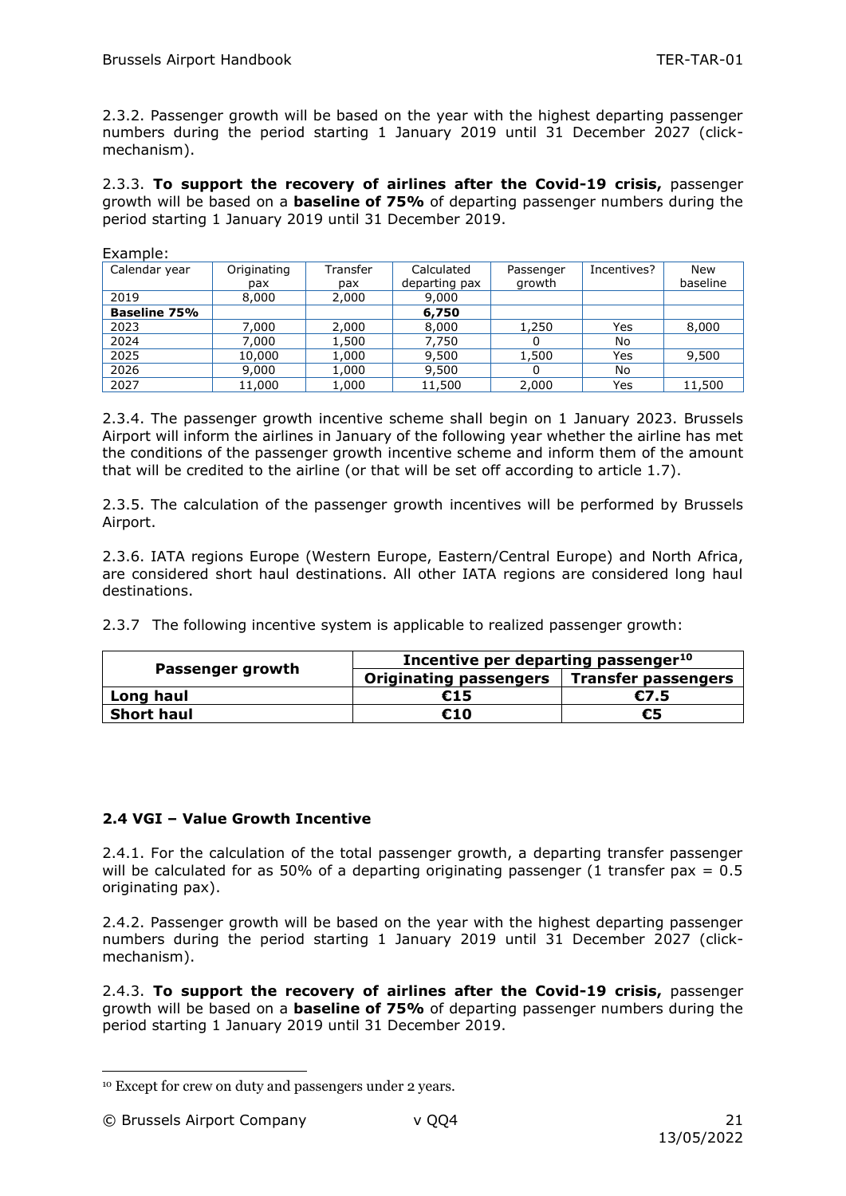2.3.2. Passenger growth will be based on the year with the highest departing passenger numbers during the period starting 1 January 2019 until 31 December 2027 (click-mechanism).

2.3.3. **To support the recovery of airlines after the Covid-19 crisis,** passenger growth will be based on a **baseline of 75%** of departing passenger numbers during the period starting 1 January 2019 until 31 December 2019.

Example:

| Calendar year | Originating pax | Transfer pax | Calculated departing pax | Passenger growth | Incentives? | New baseline |
|---|---|---|---|---|---|---|
| 2019 | 8,000 | 2,000 | 9,000 | | | |
| **Baseline 75%** | | | **6,750** | | | |
| 2023 | 7,000 | 2,000 | 8,000 | 1,250 | Yes | 8,000 |
| 2024 | 7,000 | 1,500 | 7,750 | 0 | No | |
| 2025 | 10,000 | 1,000 | 9,500 | 1,500 | Yes | 9,500 |
| 2026 | 9,000 | 1,000 | 9,500 | 0 | No | |
| 2027 | 11,000 | 1,000 | 11,500 | 2,000 | Yes | 11,500 |

2.3.4. The passenger growth incentive scheme shall begin on 1 January 2023. Brussels Airport will inform the airlines in January of the following year whether the airline has met the conditions of the passenger growth incentive scheme and inform them of the amount that will be credited to the airline (or that will be set off according to article 1.7).

2.3.5. The calculation of the passenger growth incentives will be performed by Brussels Airport.

2.3.6. IATA regions Europe (Western Europe, Eastern/Central Europe) and North Africa, are considered short haul destinations. All other IATA regions are considered long haul destinations.

2.3.7 The following incentive system is applicable to realized passenger growth:

| **Passenger growth** | **Incentive per departing passenger[10]** | |
|---|---|---|
| | **Originating passengers** | **Transfer passengers** |
| **Long haul** | **€15** | **€7.5** |
| **Short haul** | **€10** | **€5** |

### 2.4 VGI – Value Growth Incentive

2.4.1. For the calculation of the total passenger growth, a departing transfer passenger will be calculated for as 50% of a departing originating passenger (1 transfer pax = 0.5 originating pax).

2.4.2. Passenger growth will be based on the year with the highest departing passenger numbers during the period starting 1 January 2019 until 31 December 2027 (click-mechanism).

2.4.3. **To support the recovery of airlines after the Covid-19 crisis,** passenger growth will be based on a **baseline of 75%** of departing passenger numbers during the period starting 1 January 2019 until 31 December 2019.

[10] Except for crew on duty and passengers under 2 years.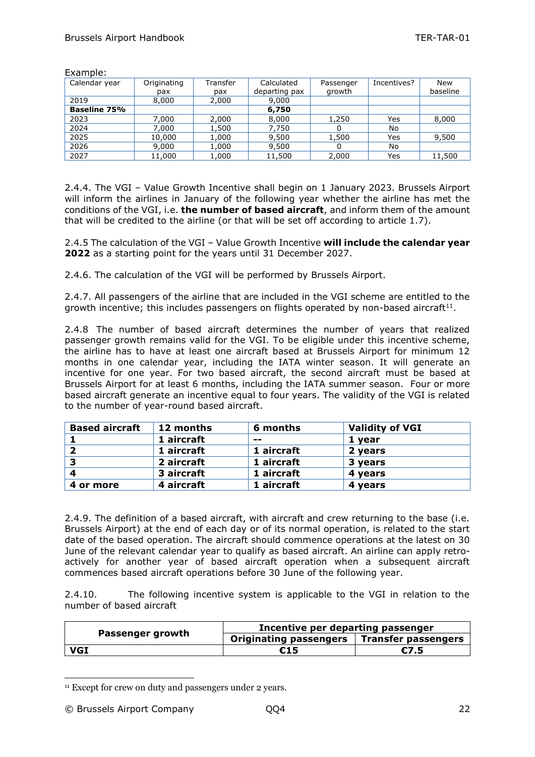Example:

| Calendar year | Originating pax | Transfer pax | Calculated departing pax | Passenger growth | Incentives? | New baseline |
|---|---|---|---|---|---|---|
| 2019 | 8,000 | 2,000 | 9,000 | | | |
| **Baseline 75%** | | | **6,750** | | | |
| 2023 | 7,000 | 2,000 | 8,000 | 1,250 | Yes | 8,000 |
| 2024 | 7,000 | 1,500 | 7,750 | 0 | No | |
| 2025 | 10,000 | 1,000 | 9,500 | 1,500 | Yes | 9,500 |
| 2026 | 9,000 | 1,000 | 9,500 | 0 | No | |
| 2027 | 11,000 | 1,000 | 11,500 | 2,000 | Yes | 11,500 |

2.4.4. The VGI – Value Growth Incentive shall begin on 1 January 2023. Brussels Airport will inform the airlines in January of the following year whether the airline has met the conditions of the VGI, i.e. **the number of based aircraft**, and inform them of the amount that will be credited to the airline (or that will be set off according to article 1.7).

2.4.5 The calculation of the VGI – Value Growth Incentive **will include the calendar year 2022** as a starting point for the years until 31 December 2027.

2.4.6. The calculation of the VGI will be performed by Brussels Airport.

2.4.7. All passengers of the airline that are included in the VGI scheme are entitled to the growth incentive; this includes passengers on flights operated by non-based aircraft[11].

2.4.8 The number of based aircraft determines the number of years that realized passenger growth remains valid for the VGI. To be eligible under this incentive scheme, the airline has to have at least one aircraft based at Brussels Airport for minimum 12 months in one calendar year, including the IATA winter season. It will generate an incentive for one year. For two based aircraft, the second aircraft must be based at Brussels Airport for at least 6 months, including the IATA summer season. Four or more based aircraft generate an incentive equal to four years. The validity of the VGI is related to the number of year-round based aircraft.

| **Based aircraft** | **12 months** | **6 months** | **Validity of VGI** |
|---|---|---|---|
| **1** | **1 aircraft** | **--** | **1 year** |
| **2** | **1 aircraft** | **1 aircraft** | **2 years** |
| **3** | **2 aircraft** | **1 aircraft** | **3 years** |
| **4** | **3 aircraft** | **1 aircraft** | **4 years** |
| **4 or more** | **4 aircraft** | **1 aircraft** | **4 years** |

2.4.9. The definition of a based aircraft, with aircraft and crew returning to the base (i.e. Brussels Airport) at the end of each day or of its normal operation, is related to the start date of the based operation. The aircraft should commence operations at the latest on 30 June of the relevant calendar year to qualify as based aircraft. An airline can apply retro-actively for another year of based aircraft operation when a subsequent aircraft commences based aircraft operations before 30 June of the following year.

2.4.10. The following incentive system is applicable to the VGI in relation to the number of based aircraft

| **Passenger growth** | **Incentive per departing passenger** | |
|---|---|---|
| | **Originating passengers** | **Transfer passengers** |
| **VGI** | **€15** | **€7.5** |

[11] Except for crew on duty and passengers under 2 years.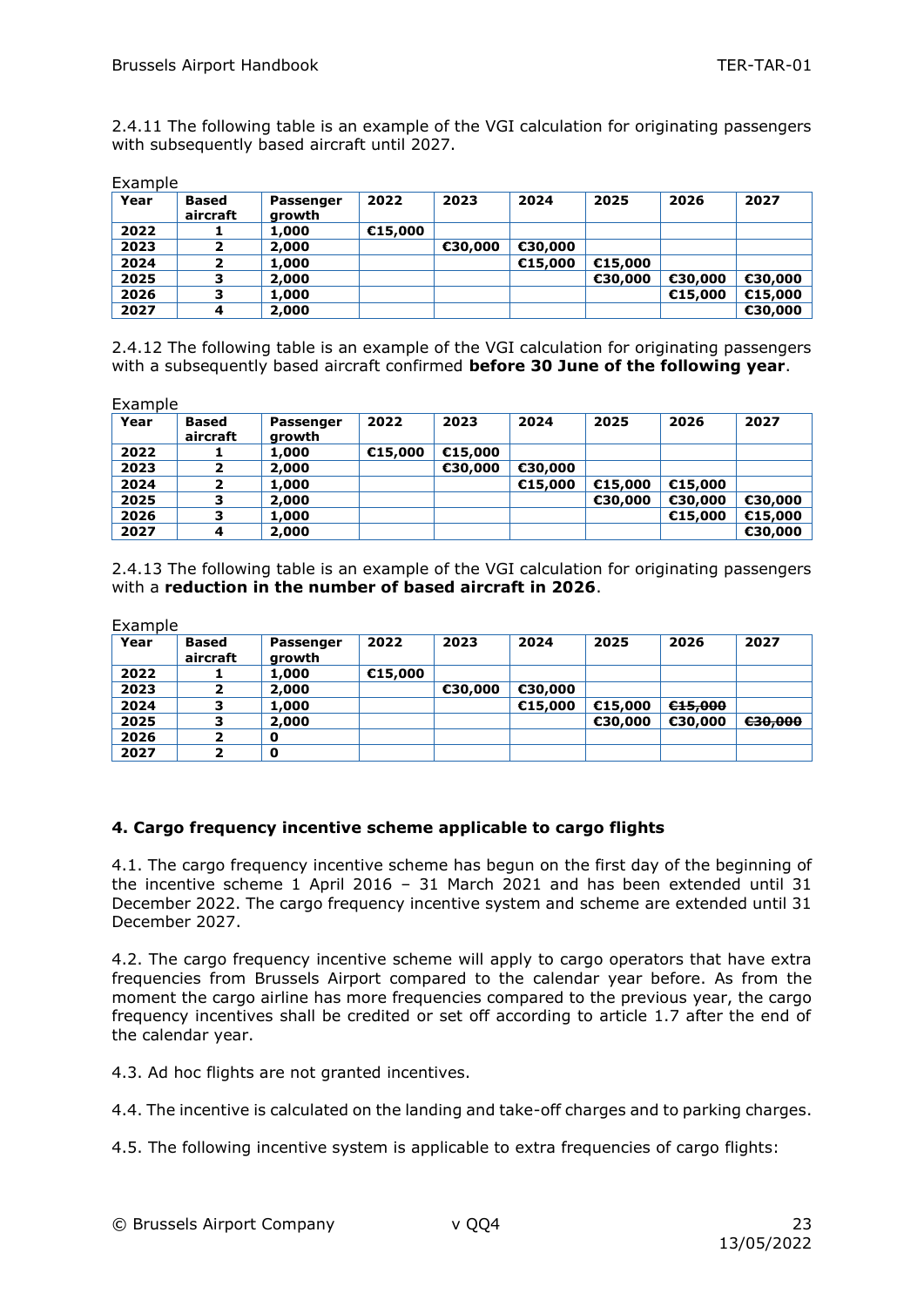2.4.11 The following table is an example of the VGI calculation for originating passengers with subsequently based aircraft until 2027.

Example

| Year | Based aircraft | Passenger growth | 2022 | 2023 | 2024 | 2025 | 2026 | 2027 |
|---|---|---|---|---|---|---|---|---|
| **2022** | **1** | **1,000** | **€15,000** | | | | | |
| **2023** | **2** | **2,000** | | **€30,000** | **€30,000** | | | |
| **2024** | **2** | **1,000** | | | **€15,000** | **€15,000** | | |
| **2025** | **3** | **2,000** | | | | **€30,000** | **€30,000** | **€30,000** |
| **2026** | **3** | **1,000** | | | | | **€15,000** | **€15,000** |
| **2027** | **4** | **2,000** | | | | | | **€30,000** |

2.4.12 The following table is an example of the VGI calculation for originating passengers with a subsequently based aircraft confirmed **before 30 June of the following year**.

Example

| Year | Based aircraft | Passenger growth | 2022 | 2023 | 2024 | 2025 | 2026 | 2027 |
|---|---|---|---|---|---|---|---|---|
| **2022** | **1** | **1,000** | **€15,000** | **€15,000** | | | | |
| **2023** | **2** | **2,000** | | **€30,000** | **€30,000** | | | |
| **2024** | **2** | **1,000** | | | **€15,000** | **€15,000** | **€15,000** | |
| **2025** | **3** | **2,000** | | | | **€30,000** | **€30,000** | **€30,000** |
| **2026** | **3** | **1,000** | | | | | **€15,000** | **€15,000** |
| **2027** | **4** | **2,000** | | | | | | **€30,000** |

2.4.13 The following table is an example of the VGI calculation for originating passengers with a **reduction in the number of based aircraft in 2026**.

Example

| Year | Based aircraft | Passenger growth | 2022 | 2023 | 2024 | 2025 | 2026 | 2027 |
|---|---|---|---|---|---|---|---|---|
| **2022** | **1** | **1,000** | **€15,000** | | | | | |
| **2023** | **2** | **2,000** | | **€30,000** | **€30,000** | | | |
| **2024** | **3** | **1,000** | | | **€15,000** | **€15,000** | ~~**€15,000**~~ | |
| **2025** | **3** | **2,000** | | | | **€30,000** | **€30,000** | ~~**€30,000**~~ |
| **2026** | **2** | **0** | | | | | | |
| **2027** | **2** | **0** | | | | | | |

**4. Cargo frequency incentive scheme applicable to cargo flights**

4.1. The cargo frequency incentive scheme has begun on the first day of the beginning of the incentive scheme 1 April 2016 – 31 March 2021 and has been extended until 31 December 2022. The cargo frequency incentive system and scheme are extended until 31 December 2027.

4.2. The cargo frequency incentive scheme will apply to cargo operators that have extra frequencies from Brussels Airport compared to the calendar year before. As from the moment the cargo airline has more frequencies compared to the previous year, the cargo frequency incentives shall be credited or set off according to article 1.7 after the end of the calendar year.

4.3. Ad hoc flights are not granted incentives.

4.4. The incentive is calculated on the landing and take-off charges and to parking charges.

4.5. The following incentive system is applicable to extra frequencies of cargo flights: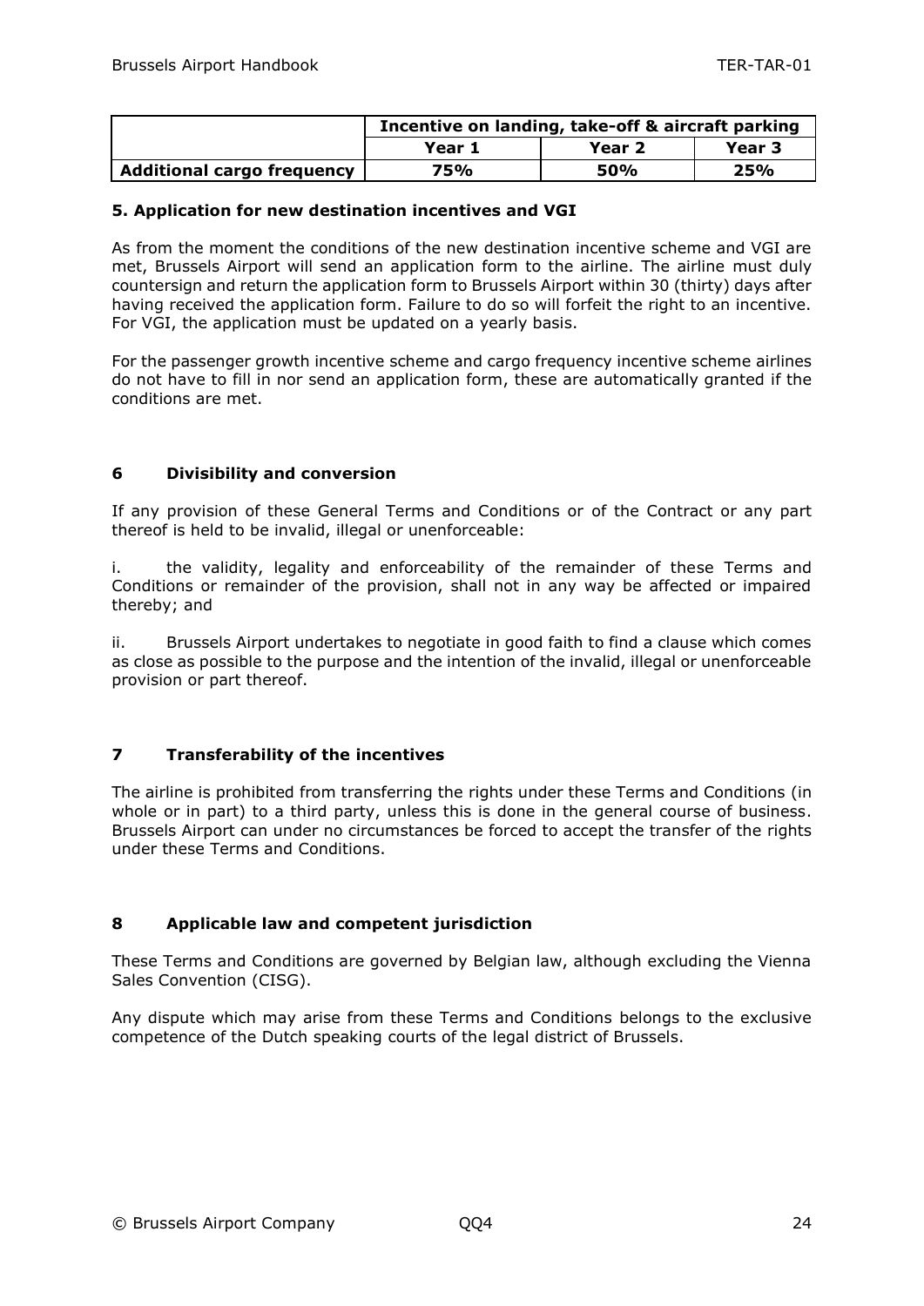| | Incentive on landing, take-off & aircraft parking | | |
|---|---|---|---|
| | **Year 1** | **Year 2** | **Year 3** |
| **Additional cargo frequency** | **75%** | **50%** | **25%** |

### 5. Application for new destination incentives and VGI

As from the moment the conditions of the new destination incentive scheme and VGI are met, Brussels Airport will send an application form to the airline. The airline must duly countersign and return the application form to Brussels Airport within 30 (thirty) days after having received the application form. Failure to do so will forfeit the right to an incentive. For VGI, the application must be updated on a yearly basis.

For the passenger growth incentive scheme and cargo frequency incentive scheme airlines do not have to fill in nor send an application form, these are automatically granted if the conditions are met.

## 6 Divisibility and conversion

If any provision of these General Terms and Conditions or of the Contract or any part thereof is held to be invalid, illegal or unenforceable:

i. the validity, legality and enforceability of the remainder of these Terms and Conditions or remainder of the provision, shall not in any way be affected or impaired thereby; and

ii. Brussels Airport undertakes to negotiate in good faith to find a clause which comes as close as possible to the purpose and the intention of the invalid, illegal or unenforceable provision or part thereof.

## 7 Transferability of the incentives

The airline is prohibited from transferring the rights under these Terms and Conditions (in whole or in part) to a third party, unless this is done in the general course of business. Brussels Airport can under no circumstances be forced to accept the transfer of the rights under these Terms and Conditions.

## 8 Applicable law and competent jurisdiction

These Terms and Conditions are governed by Belgian law, although excluding the Vienna Sales Convention (CISG).

Any dispute which may arise from these Terms and Conditions belongs to the exclusive competence of the Dutch speaking courts of the legal district of Brussels.